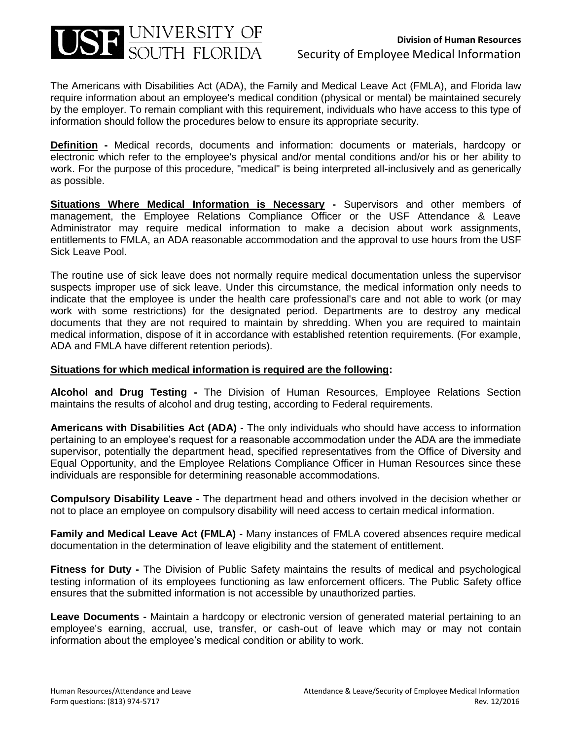**USF UNIVERSITY OF SOUTH FLORIDA**

**Division of Human Resources**

# Security of Employee Medical Information

The Americans with Disabilities Act (ADA), the Family and Medical Leave Act (FMLA), and Florida law require information about an employee's medical condition (physical or mental) be maintained securely by the employer. To remain compliant with this requirement, individuals who have access to this type of information should follow the procedures below to ensure its appropriate security.

**Definition -** Medical records, documents and information: documents or materials, hardcopy or electronic which refer to the employee's physical and/or mental conditions and/or his or her ability to work. For the purpose of this procedure, "medical" is being interpreted all-inclusively and as generically as possible.

**Situations Where Medical Information is Necessary -** Supervisors and other members of management, the Employee Relations Compliance Officer or the USF Attendance & Leave Administrator may require medical information to make a decision about work assignments, entitlements to FMLA, an ADA reasonable accommodation and the approval to use hours from the USF Sick Leave Pool.

The routine use of sick leave does not normally require medical documentation unless the supervisor suspects improper use of sick leave. Under this circumstance, the medical information only needs to indicate that the employee is under the health care professional's care and not able to work (or may work with some restrictions) for the designated period. Departments are to destroy any medical documents that they are not required to maintain by shredding. When you are required to maintain medical information, dispose of it in accordance with established retention requirements. (For example, ADA and FMLA have different retention periods).

**Situations for which medical information is required are the following:**

**Alcohol and Drug Testing -** The Division of Human Resources, Employee Relations Section maintains the results of alcohol and drug testing, according to Federal requirements.

**Americans with Disabilities Act (ADA)** - The only individuals who should have access to information pertaining to an employee's request for a reasonable accommodation under the ADA are the immediate supervisor, potentially the department head, specified representatives from the Office of Diversity and Equal Opportunity, and the Employee Relations Compliance Officer in Human Resources since these individuals are responsible for determining reasonable accommodations.

**Compulsory Disability Leave -** The department head and others involved in the decision whether or not to place an employee on compulsory disability will need access to certain medical information.

**Family and Medical Leave Act (FMLA) -** Many instances of FMLA covered absences require medical documentation in the determination of leave eligibility and the statement of entitlement.

**Fitness for Duty -** The Division of Public Safety maintains the results of medical and psychological testing information of its employees functioning as law enforcement officers. The Public Safety office ensures that the submitted information is not accessible by unauthorized parties.

**Leave Documents -** Maintain a hardcopy or electronic version of generated material pertaining to an employee's earning, accrual, use, transfer, or cash-out of leave which may or may not contain information about the employee's medical condition or ability to work.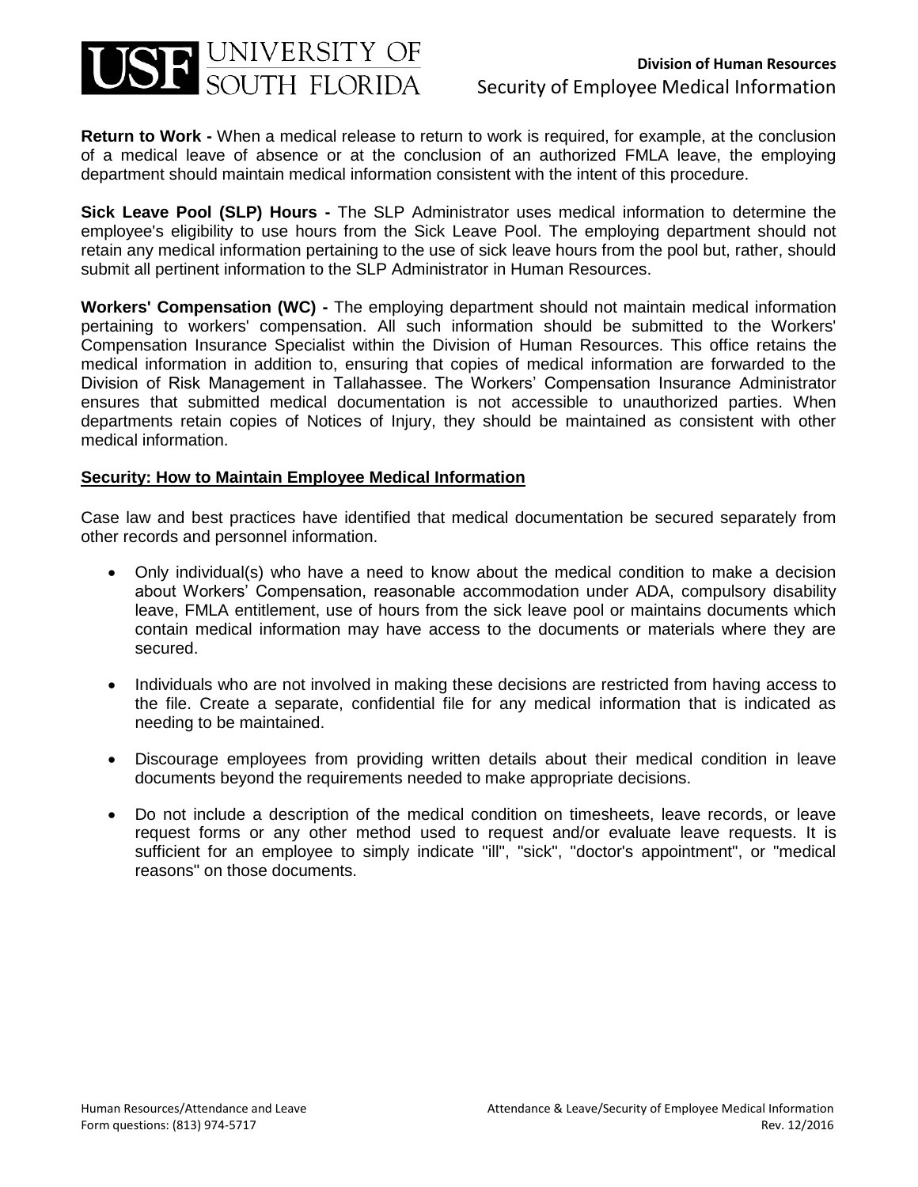**Return to Work -** When a medical release to return to work is required, for example, at the conclusion of a medical leave of absence or at the conclusion of an authorized FMLA leave, the employing department should maintain medical information consistent with the intent of this procedure.

**Sick Leave Pool (SLP) Hours -** The SLP Administrator uses medical information to determine the employee's eligibility to use hours from the Sick Leave Pool. The employing department should not retain any medical information pertaining to the use of sick leave hours from the pool but, rather, should submit all pertinent information to the SLP Administrator in Human Resources.

**Workers' Compensation (WC) -** The employing department should not maintain medical information pertaining to workers' compensation. All such information should be submitted to the Workers' Compensation Insurance Specialist within the Division of Human Resources. This office retains the medical information in addition to, ensuring that copies of medical information are forwarded to the Division of Risk Management in Tallahassee. The Workers' Compensation Insurance Administrator ensures that submitted medical documentation is not accessible to unauthorized parties. When departments retain copies of Notices of Injury, they should be maintained as consistent with other medical information.

## Security: How to Maintain Employee Medical Information

Case law and best practices have identified that medical documentation be secured separately from other records and personnel information.

- Only individual(s) who have a need to know about the medical condition to make a decision about Workers' Compensation, reasonable accommodation under ADA, compulsory disability leave, FMLA entitlement, use of hours from the sick leave pool or maintains documents which contain medical information may have access to the documents or materials where they are secured.
- Individuals who are not involved in making these decisions are restricted from having access to the file. Create a separate, confidential file for any medical information that is indicated as needing to be maintained.
- Discourage employees from providing written details about their medical condition in leave documents beyond the requirements needed to make appropriate decisions.
- Do not include a description of the medical condition on timesheets, leave records, or leave request forms or any other method used to request and/or evaluate leave requests. It is sufficient for an employee to simply indicate "ill", "sick", "doctor's appointment", or "medical reasons" on those documents.